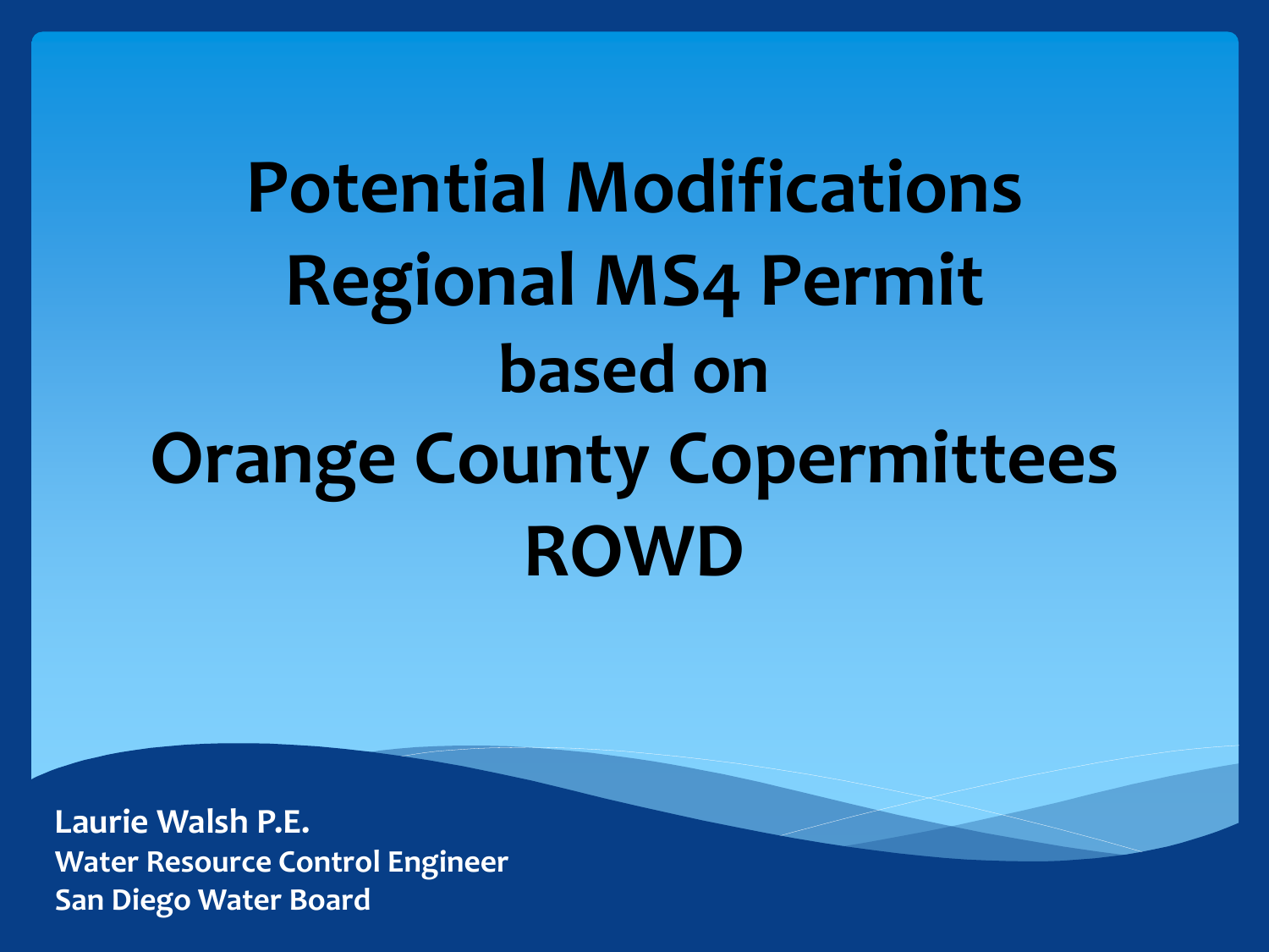# Potential Modifications Regional MS4 Permit based on Orange County Copermittees ROWD

**Laurie Walsh P.E.**
**Water Resource Control Engineer**
**San Diego Water Board**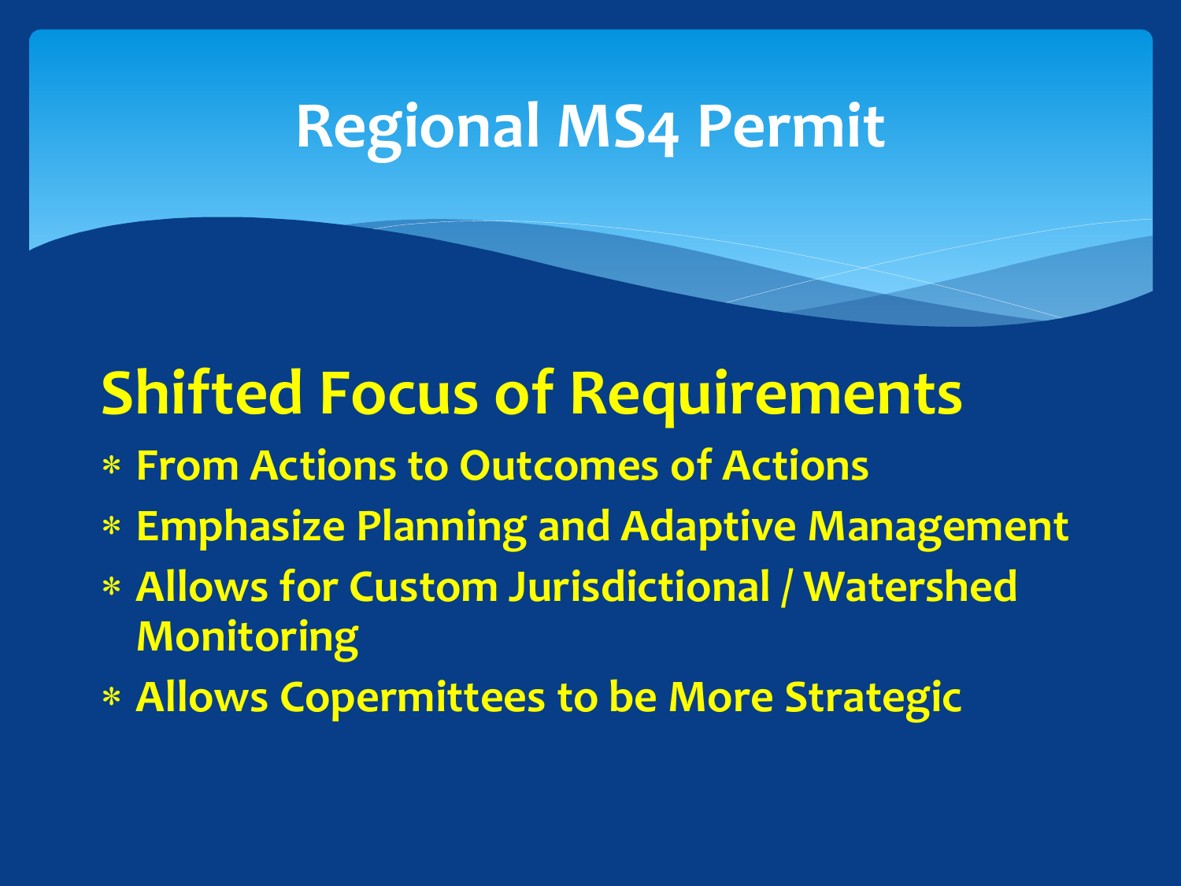# Regional MS4 Permit

## Shifted Focus of Requirements

- From Actions to Outcomes of Actions
- Emphasize Planning and Adaptive Management
- Allows for Custom Jurisdictional / Watershed Monitoring
- Allows Copermittees to be More Strategic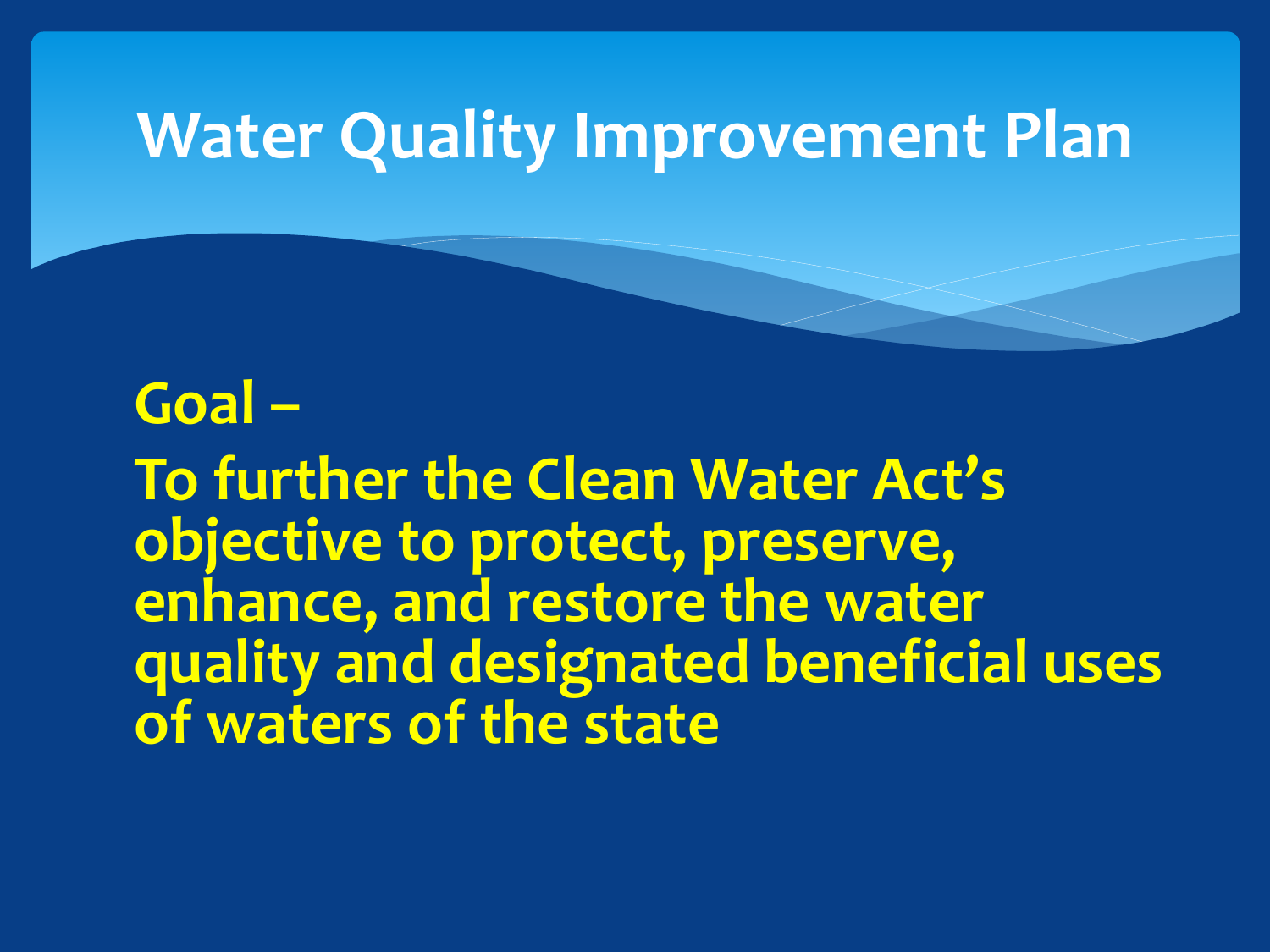# Water Quality Improvement Plan

**Goal –**

**To further the Clean Water Act's objective to protect, preserve, enhance, and restore the water quality and designated beneficial uses of waters of the state**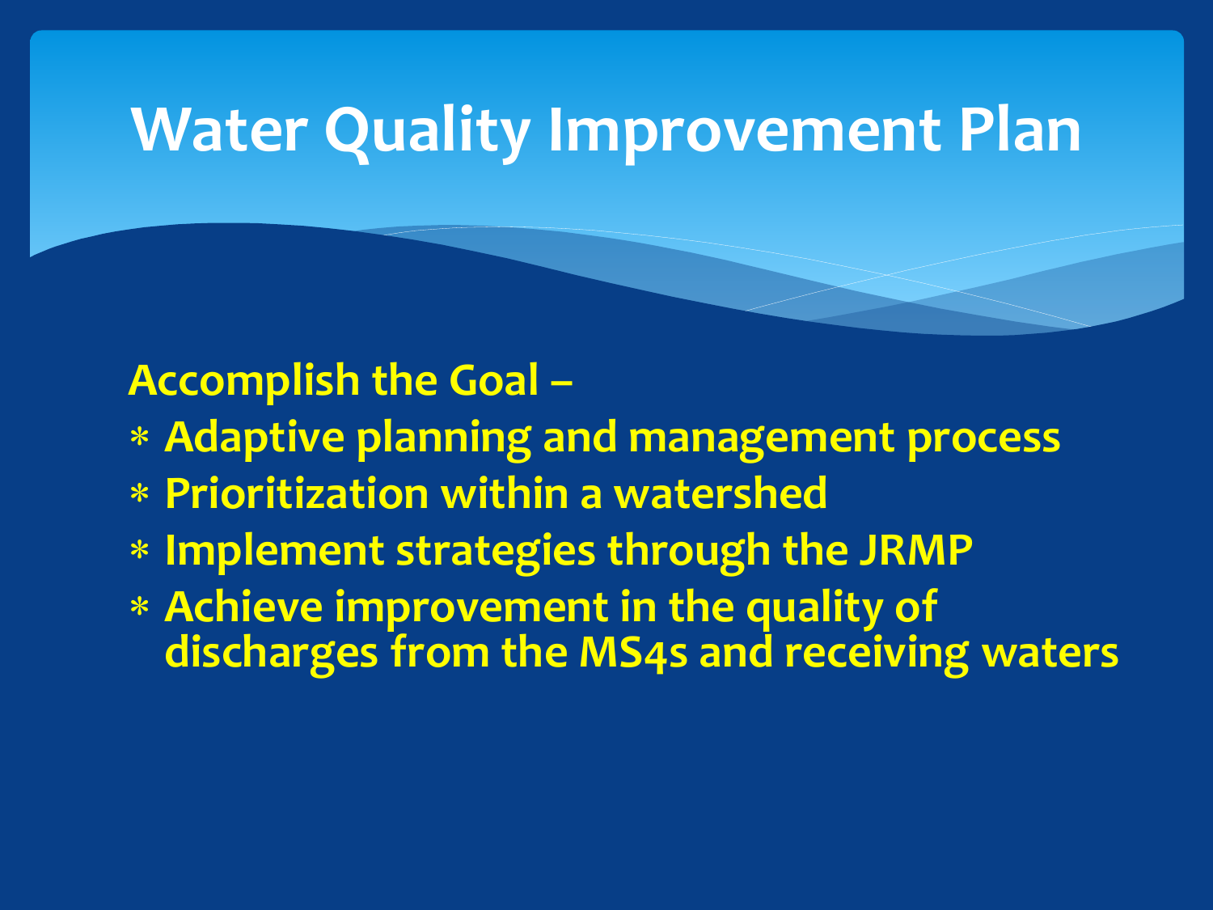# Water Quality Improvement Plan

**Accomplish the Goal –**

* **Adaptive planning and management process**
* **Prioritization within a watershed**
* **Implement strategies through the JRMP**
* **Achieve improvement in the quality of discharges from the MS4s and receiving waters**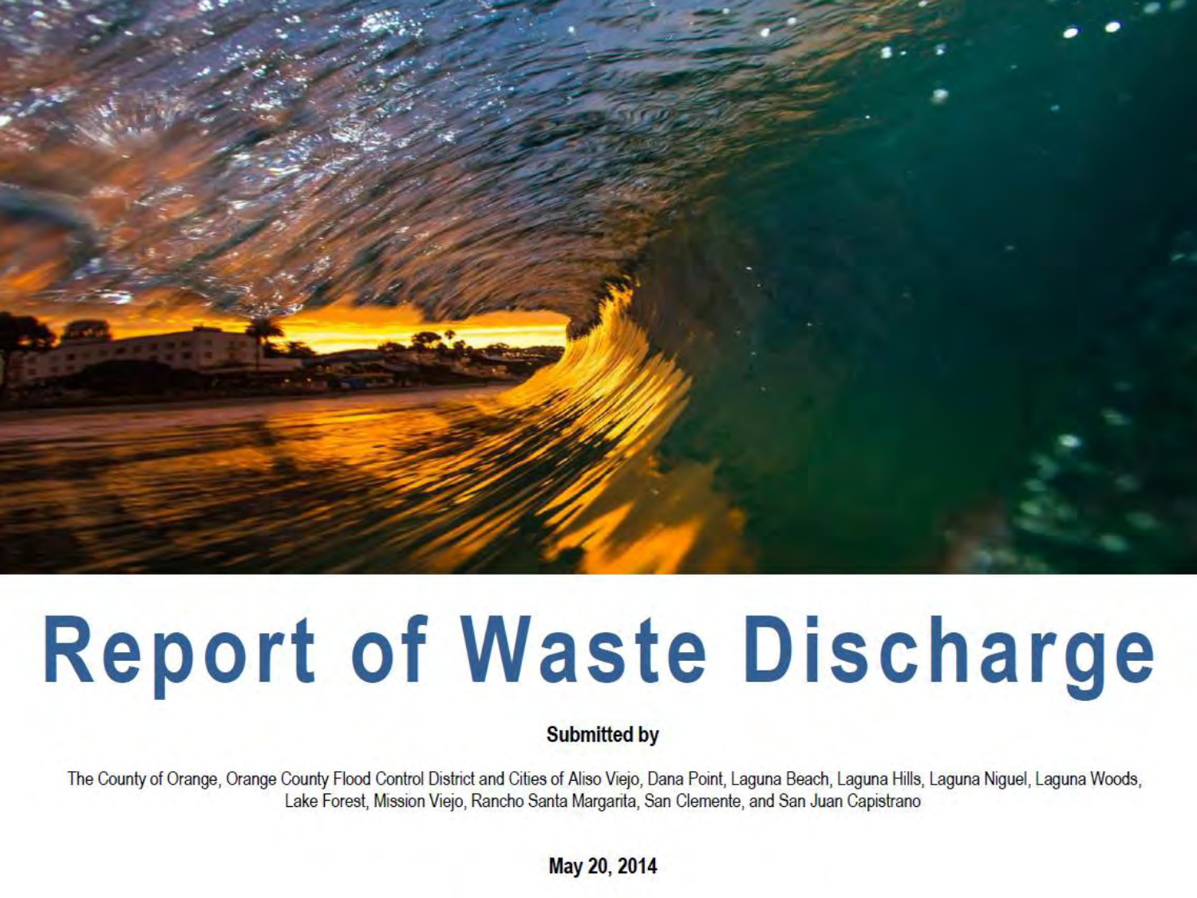# Report of Waste Discharge

**Submitted by**

The County of Orange, Orange County Flood Control District and Cities of Aliso Viejo, Dana Point, Laguna Beach, Laguna Hills, Laguna Niguel, Laguna Woods, Lake Forest, Mission Viejo, Rancho Santa Margarita, San Clemente, and San Juan Capistrano

**May 20, 2014**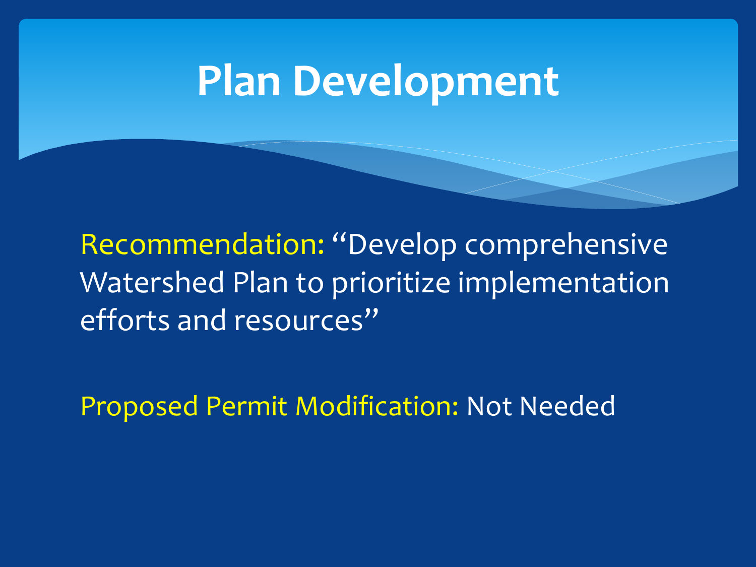# Plan Development

Recommendation: "Develop comprehensive Watershed Plan to prioritize implementation efforts and resources"

Proposed Permit Modification: Not Needed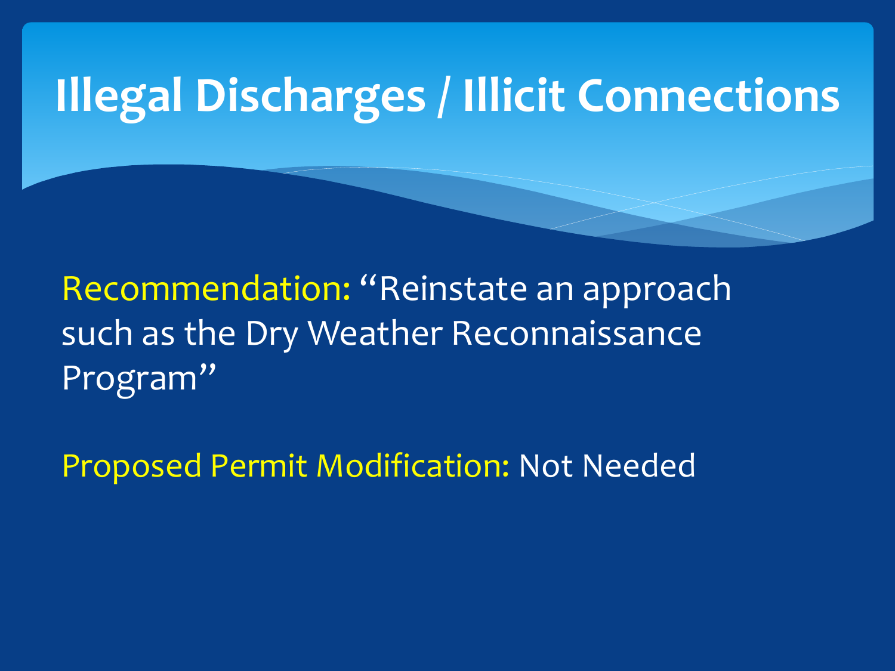# Illegal Discharges / Illicit Connections

Recommendation: "Reinstate an approach such as the Dry Weather Reconnaissance Program"

Proposed Permit Modification: Not Needed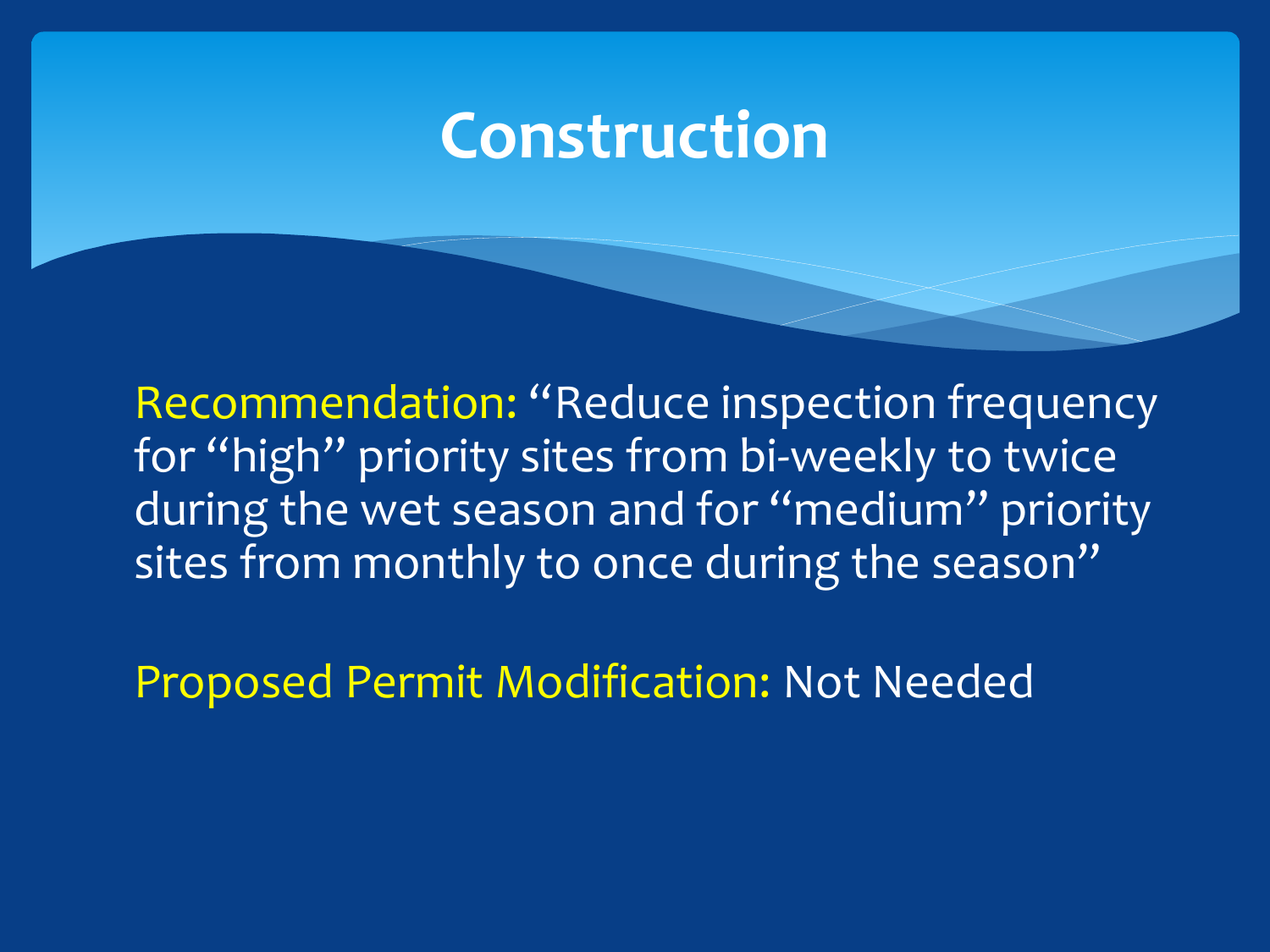# Construction

Recommendation: "Reduce inspection frequency for "high" priority sites from bi-weekly to twice during the wet season and for "medium" priority sites from monthly to once during the season"

Proposed Permit Modification: Not Needed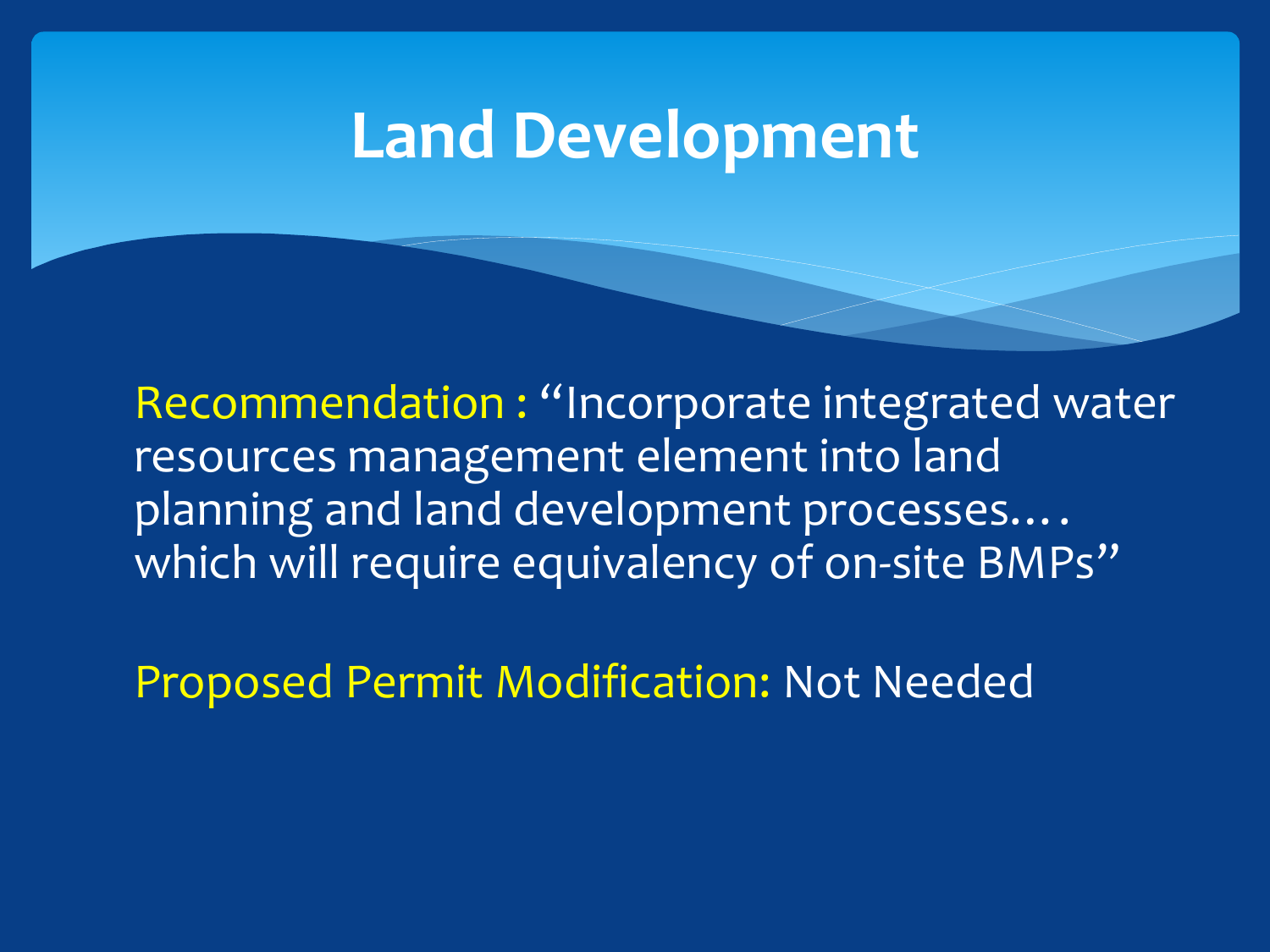# Land Development

Recommendation : "Incorporate integrated water resources management element into land planning and land development processes…. which will require equivalency of on-site BMPs"

Proposed Permit Modification: Not Needed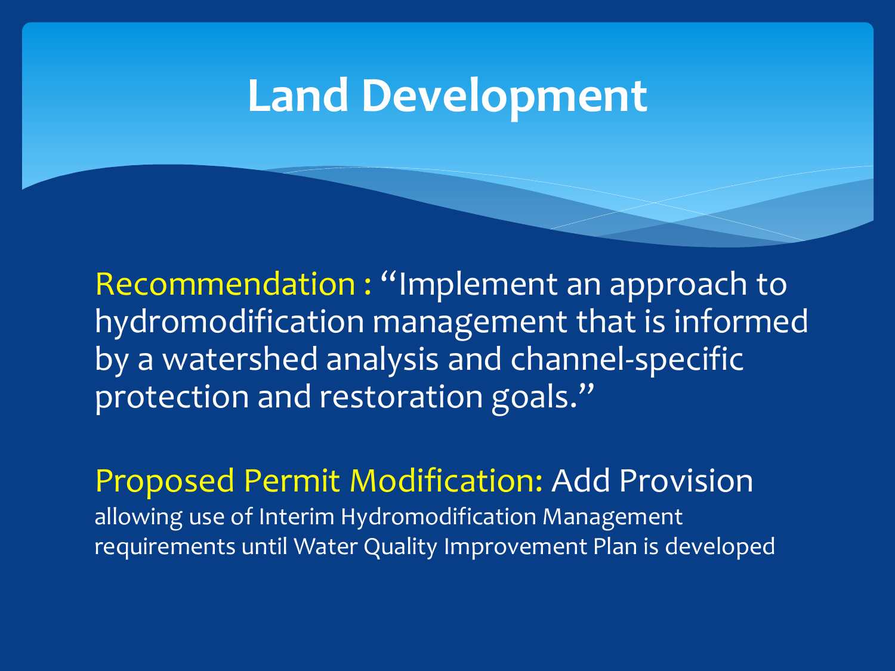# Land Development

Recommendation : "Implement an approach to hydromodification management that is informed by a watershed analysis and channel-specific protection and restoration goals."

Proposed Permit Modification: Add Provision allowing use of Interim Hydromodification Management requirements until Water Quality Improvement Plan is developed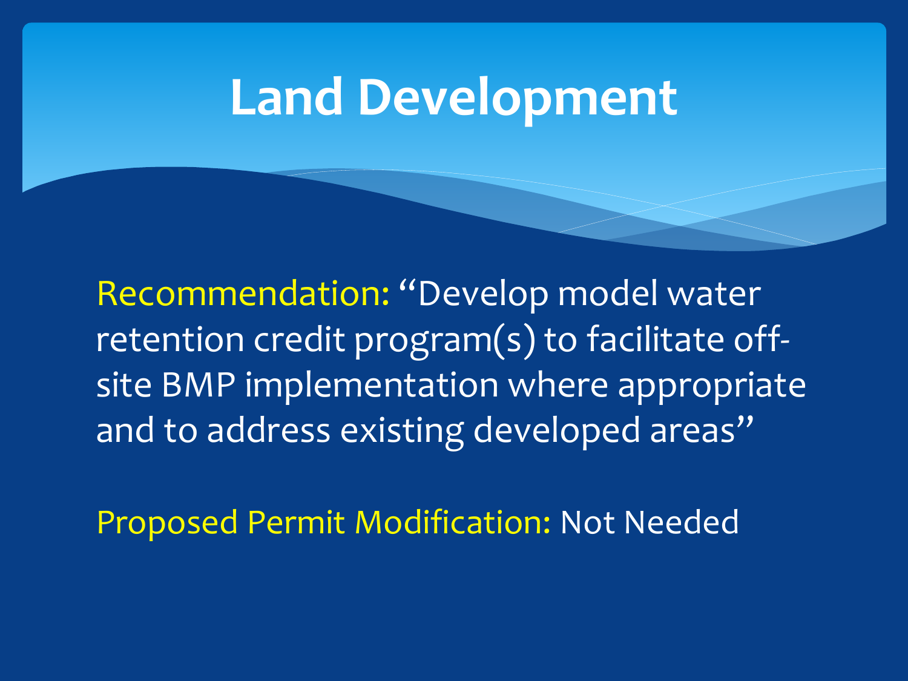# Land Development

Recommendation: "Develop model water retention credit program(s) to facilitate off-site BMP implementation where appropriate and to address existing developed areas"

Proposed Permit Modification: Not Needed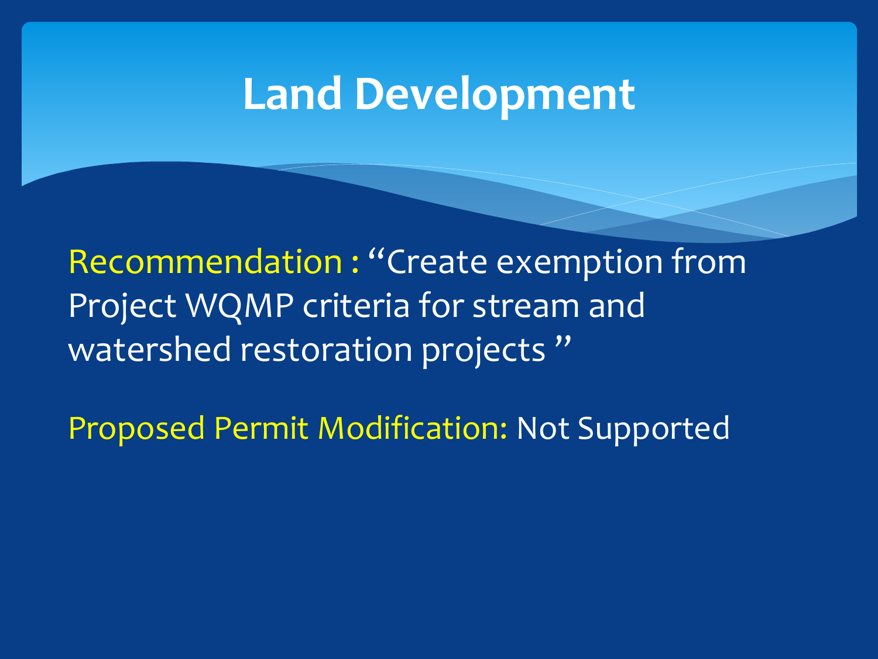# Land Development

Recommendation : “Create exemption from Project WQMP criteria for stream and watershed restoration projects ”

Proposed Permit Modification: Not Supported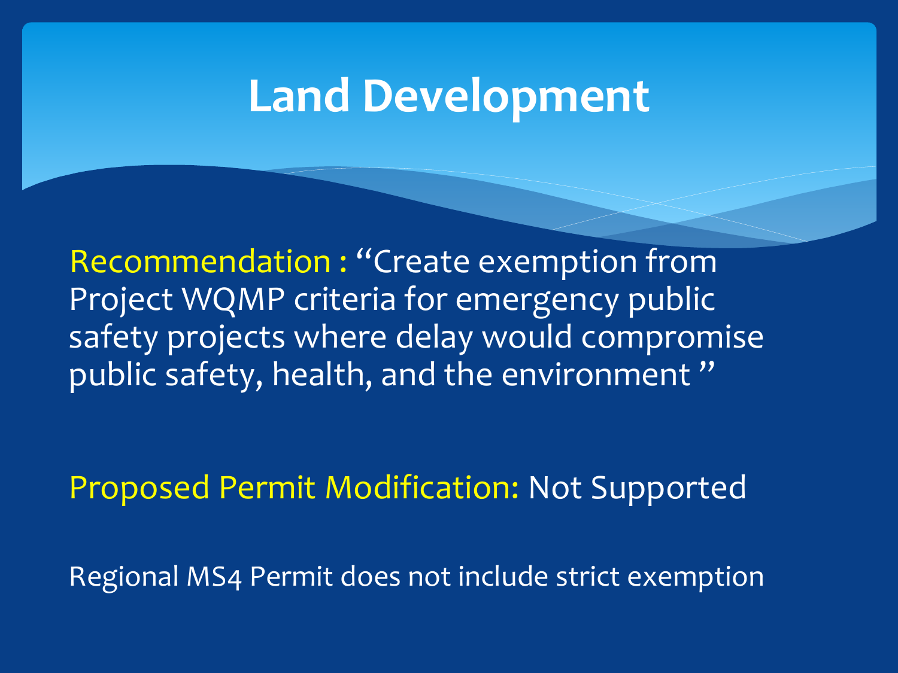# Land Development

Recommendation : “Create exemption from Project WQMP criteria for emergency public safety projects where delay would compromise public safety, health, and the environment ”

Proposed Permit Modification: Not Supported

Regional MS4 Permit does not include strict exemption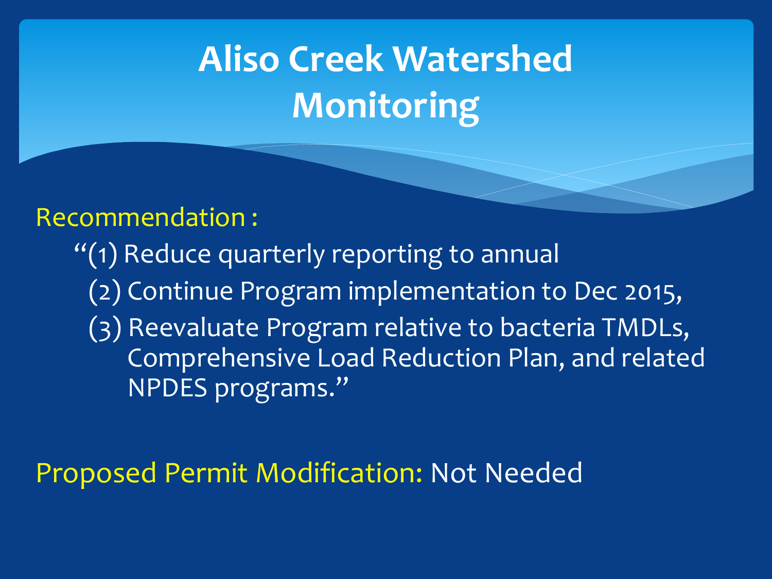# Aliso Creek Watershed Monitoring

Recommendation :

"(1) Reduce quarterly reporting to annual

(2) Continue Program implementation to Dec 2015,

(3) Reevaluate Program relative to bacteria TMDLs, Comprehensive Load Reduction Plan, and related NPDES programs."

Proposed Permit Modification: Not Needed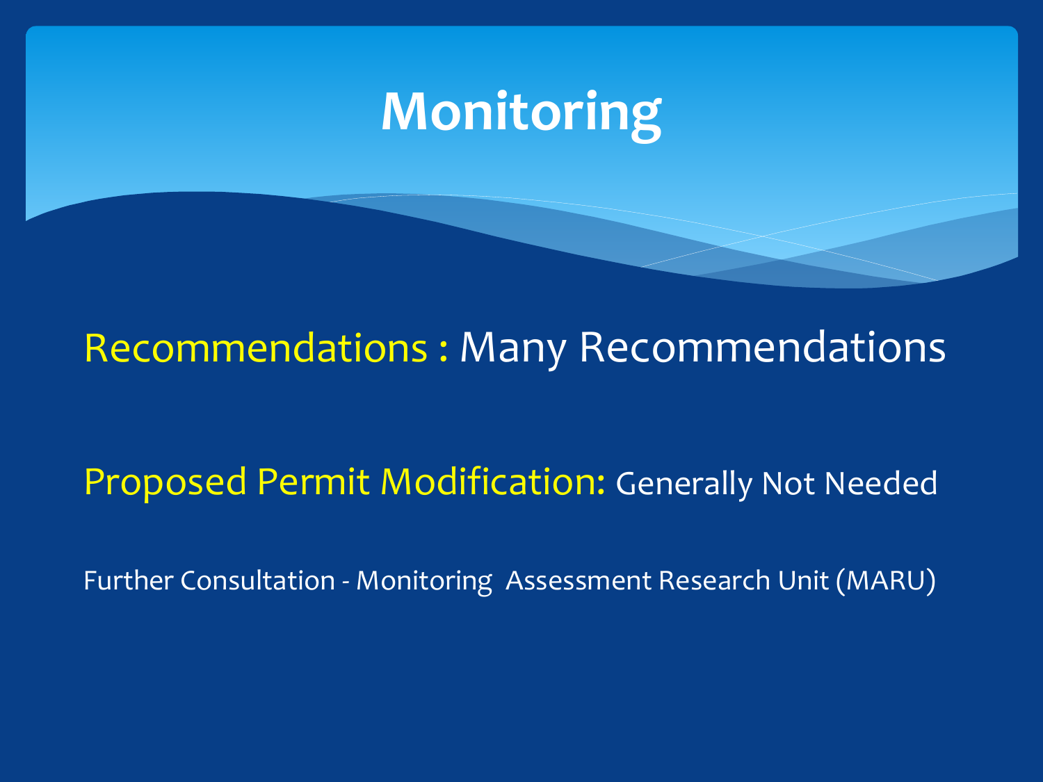# Monitoring

Recommendations : Many Recommendations

Proposed Permit Modification: Generally Not Needed

Further Consultation - Monitoring Assessment Research Unit (MARU)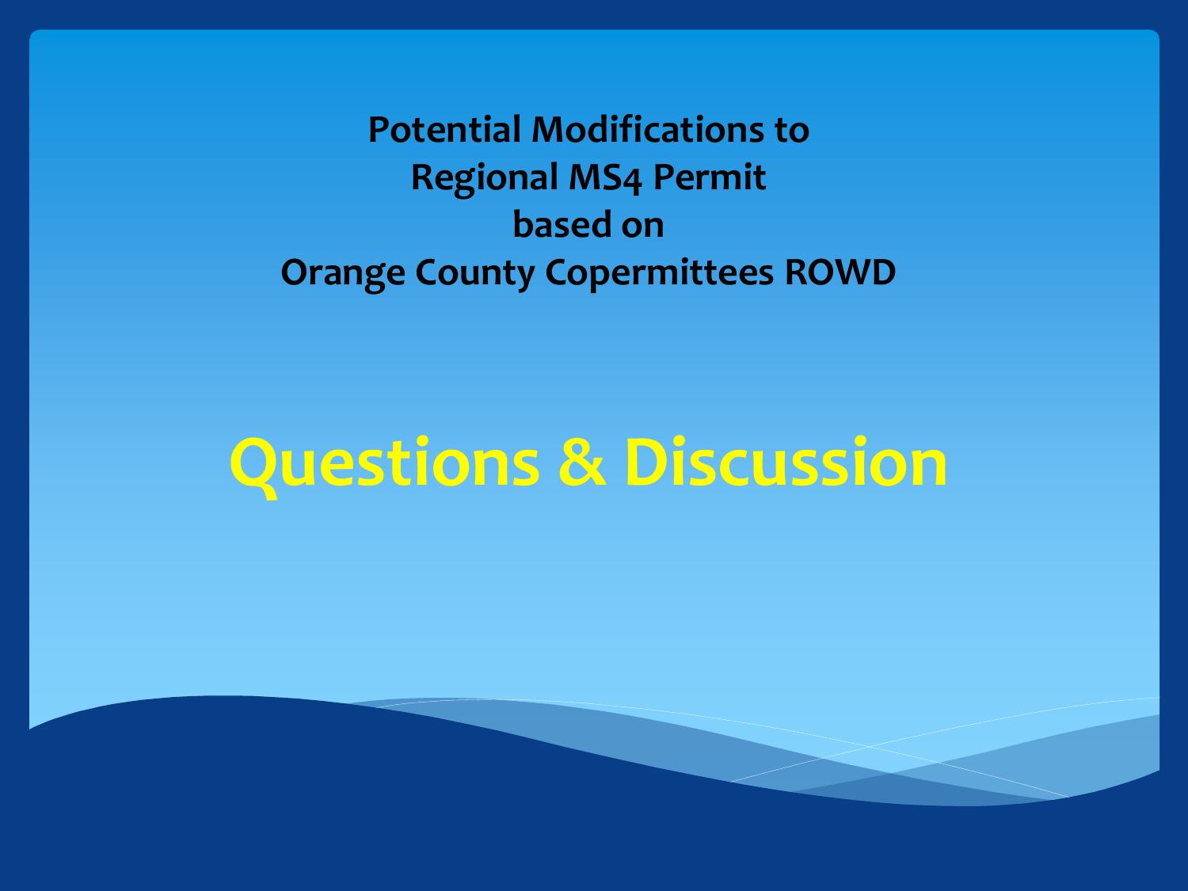**Potential Modifications to Regional MS4 Permit based on Orange County Copermittees ROWD**

# Questions & Discussion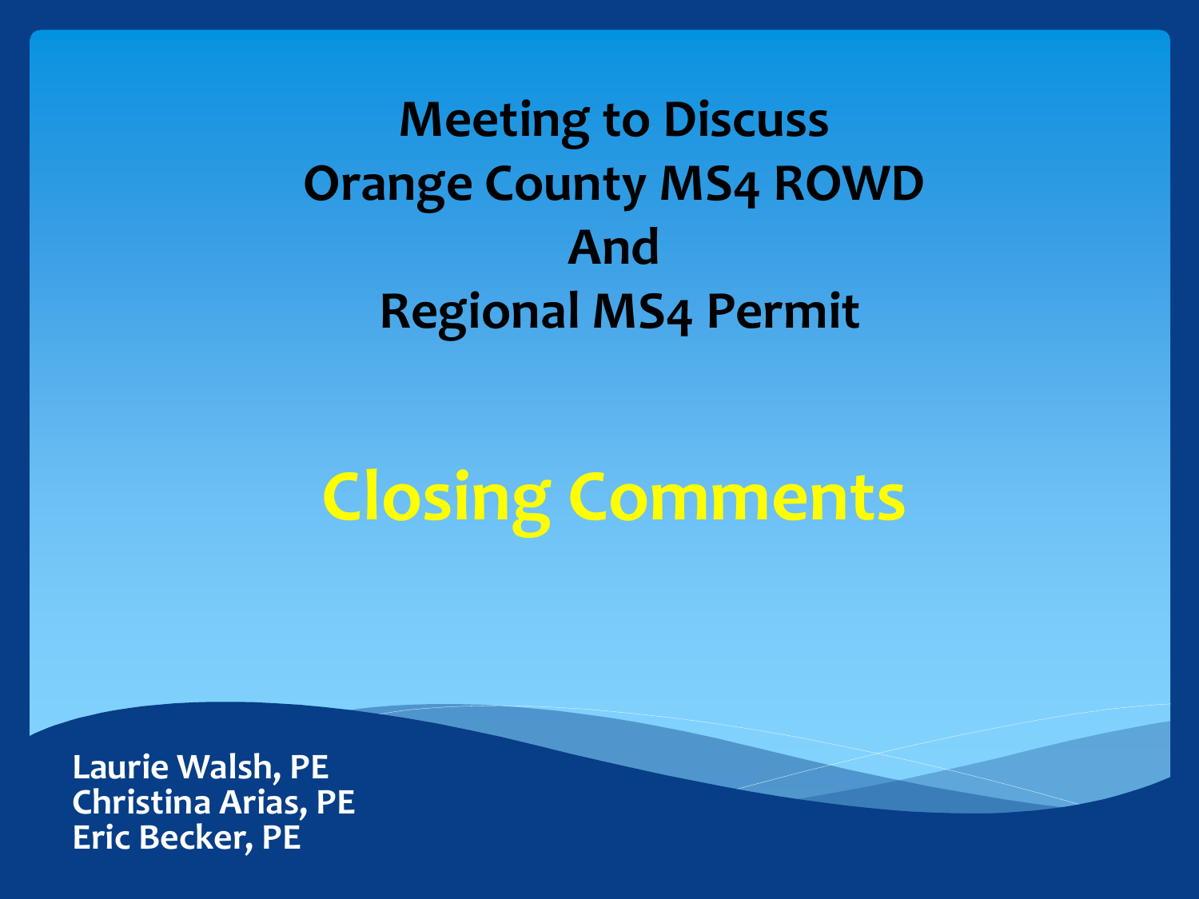# Meeting to Discuss Orange County MS4 ROWD And Regional MS4 Permit

## Closing Comments

**Laurie Walsh, PE**
**Christina Arias, PE**
**Eric Becker, PE**